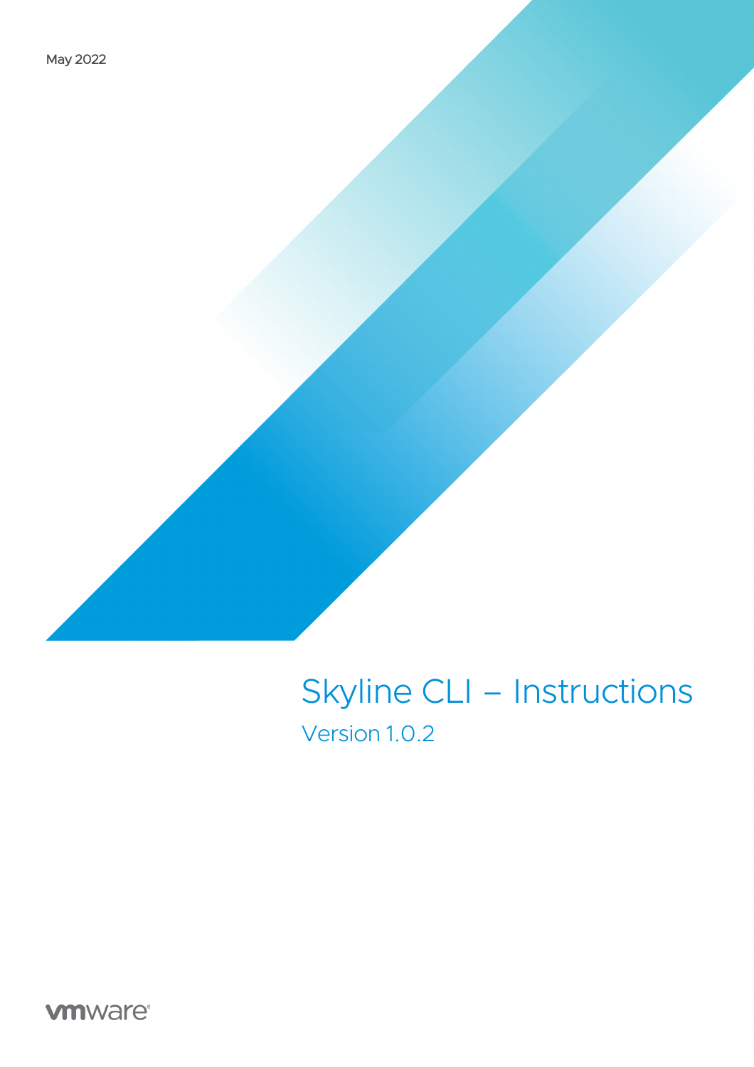May 2022

# Skyline CLI – Instructions

Version 1.0.2

vmware®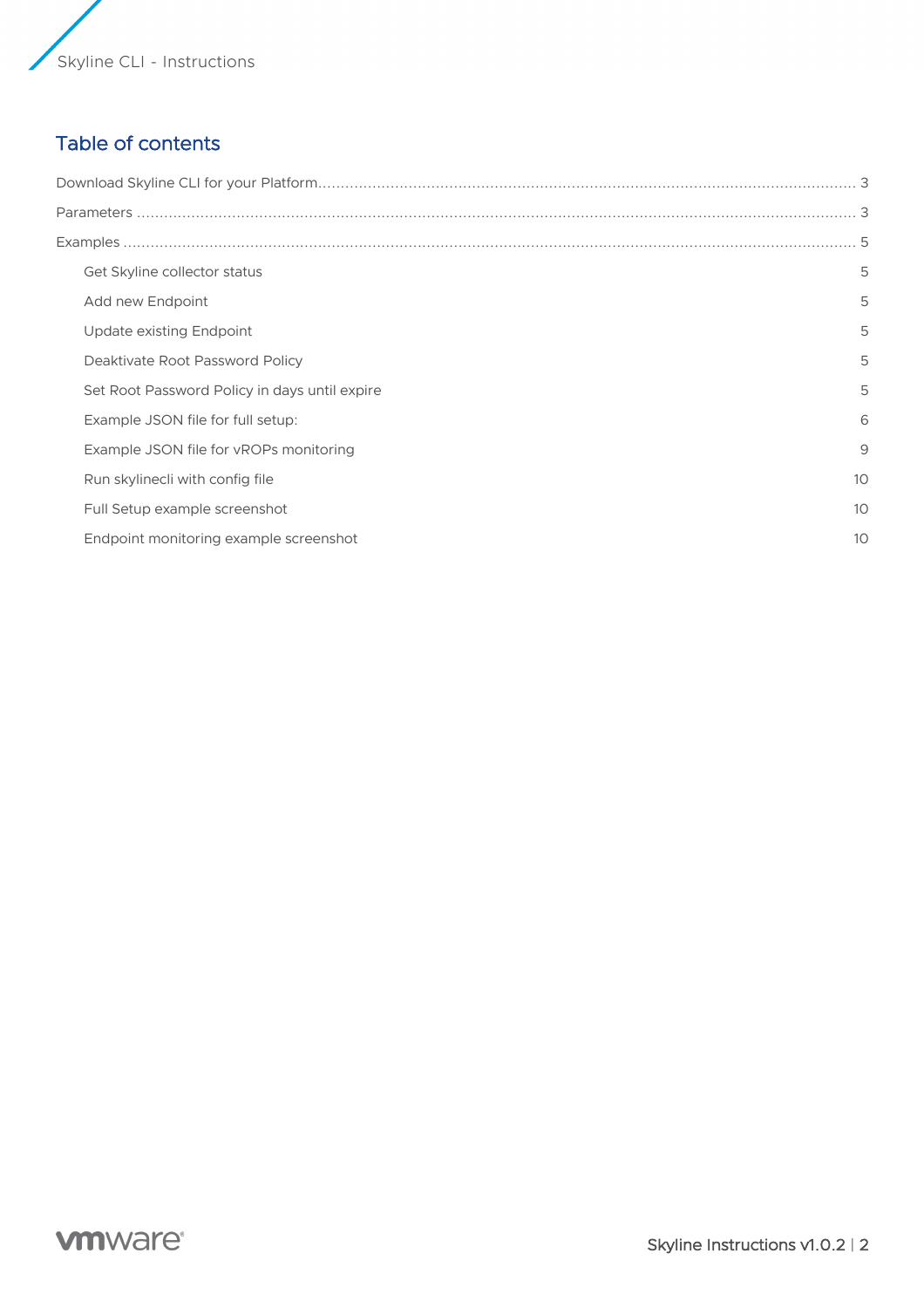## Table of contents

Download Skyline CLI for your Platform ..... 3

Parameters ..... 3

Examples ..... 5

- Get Skyline collector status 5
- Add new Endpoint 5
- Update existing Endpoint 5
- Deaktivate Root Password Policy 5
- Set Root Password Policy in days until expire 5
- Example JSON file for full setup: 6
- Example JSON file for vROPs monitoring 9
- Run skylinecli with config file 10
- Full Setup example screenshot 10
- Endpoint monitoring example screenshot 10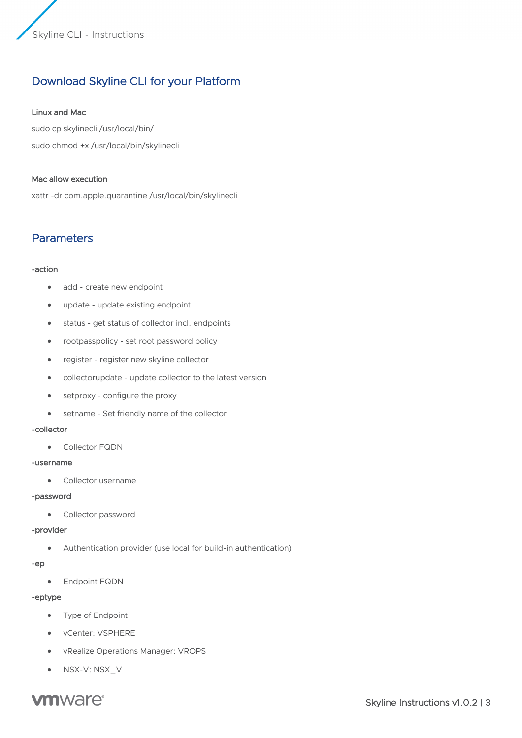## Download Skyline CLI for your Platform

**Linux and Mac**

sudo cp skylinecli /usr/local/bin/

sudo chmod +x /usr/local/bin/skylinecli

**Mac allow execution**

xattr -dr com.apple.quarantine /usr/local/bin/skylinecli

## Parameters

**-action**

- add - create new endpoint
- update - update existing endpoint
- status - get status of collector incl. endpoints
- rootpasspolicy - set root password policy
- register - register new skyline collector
- collectorupdate - update collector to the latest version
- setproxy - configure the proxy
- setname - Set friendly name of the collector

**-collector**

- Collector FQDN

**-username**

- Collector username

**-password**

- Collector password

**-provider**

- Authentication provider (use local for build-in authentication)

**-ep**

- Endpoint FQDN

**-eptype**

- Type of Endpoint
- vCenter: VSPHERE
- vRealize Operations Manager: VROPS
- NSX-V: NSX_V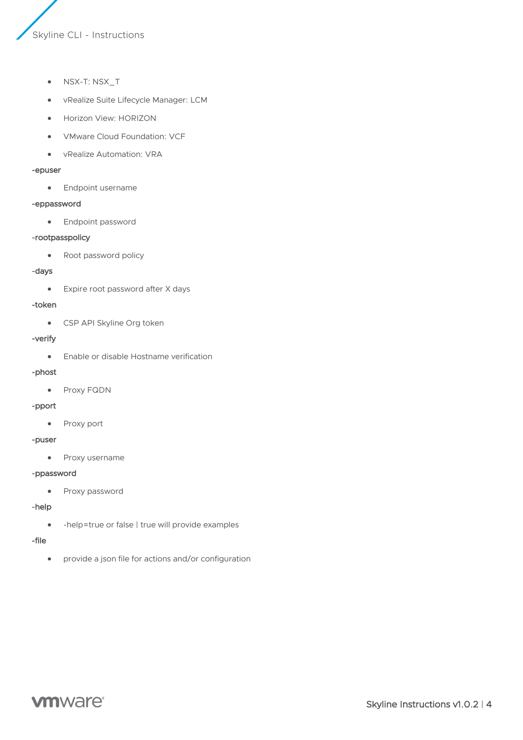- NSX-T: NSX_T
- vRealize Suite Lifecycle Manager: LCM
- Horizon View: HORIZON
- VMware Cloud Foundation: VCF
- vRealize Automation: VRA

**-epuser**

- Endpoint username

**-eppassword**

- Endpoint password

**-rootpasspolicy**

- Root password policy

**-days**

- Expire root password after X days

**-token**

- CSP API Skyline Org token

**-verify**

- Enable or disable Hostname verification

**-phost**

- Proxy FQDN

**-pport**

- Proxy port

**-puser**

- Proxy username

**-ppassword**

- Proxy password

**-help**

- -help=true or false | true will provide examples

**-file**

- provide a json file for actions and/or configuration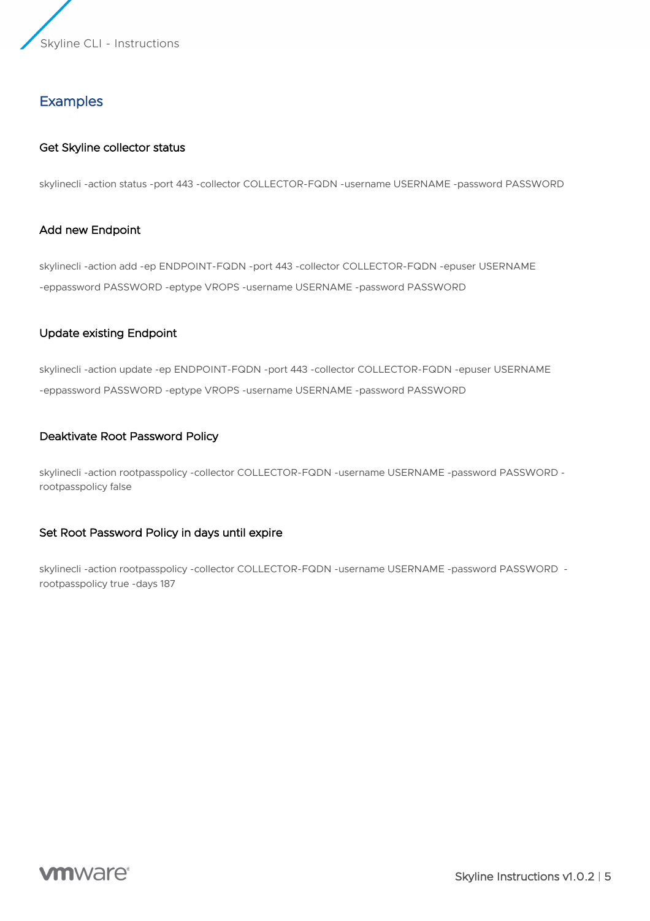## Examples

### Get Skyline collector status

```
skylinecli -action status -port 443 -collector COLLECTOR-FQDN -username USERNAME -password PASSWORD
```

### Add new Endpoint

```
skylinecli -action add -ep ENDPOINT-FQDN -port 443 -collector COLLECTOR-FQDN -epuser USERNAME
-eppassword PASSWORD -eptype VROPS -username USERNAME -password PASSWORD
```

### Update existing Endpoint

```
skylinecli -action update -ep ENDPOINT-FQDN -port 443 -collector COLLECTOR-FQDN -epuser USERNAME
-eppassword PASSWORD -eptype VROPS -username USERNAME -password PASSWORD
```

### Deaktivate Root Password Policy

```
skylinecli -action rootpasspolicy -collector COLLECTOR-FQDN -username USERNAME -password PASSWORD -
rootpasspolicy false
```

### Set Root Password Policy in days until expire

```
skylinecli -action rootpasspolicy -collector COLLECTOR-FQDN -username USERNAME -password PASSWORD  -
rootpasspolicy true -days 187
```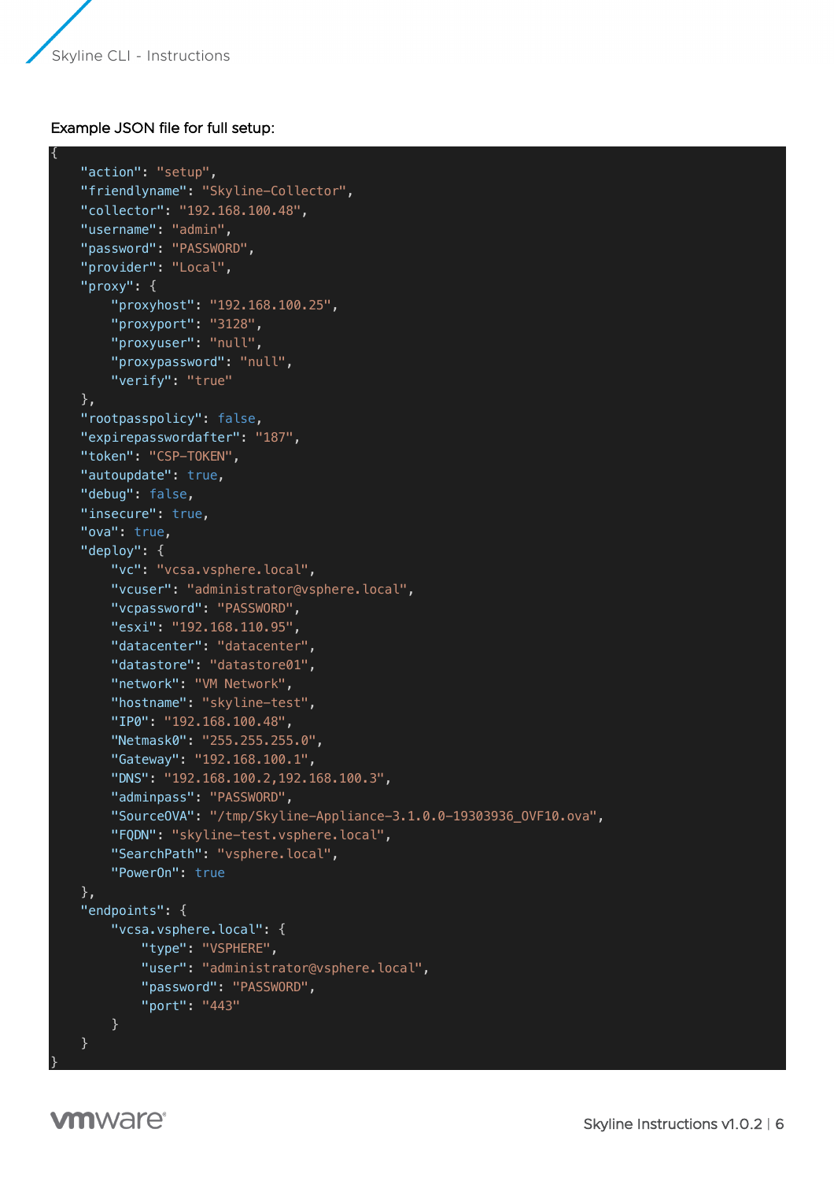Example JSON file for full setup:

```
{
    "action": "setup",
    "friendlyname": "Skyline-Collector",
    "collector": "192.168.100.48",
    "username": "admin",
    "password": "PASSWORD",
    "provider": "Local",
    "proxy": {
        "proxyhost": "192.168.100.25",
        "proxyport": "3128",
        "proxyuser": "null",
        "proxypassword": "null",
        "verify": "true"
    },
    "rootpasspolicy": false,
    "expirepasswordafter": "187",
    "token": "CSP-TOKEN",
    "autoupdate": true,
    "debug": false,
    "insecure": true,
    "ova": true,
    "deploy": {
        "vc": "vcsa.vsphere.local",
        "vcuser": "administrator@vsphere.local",
        "vcpassword": "PASSWORD",
        "esxi": "192.168.110.95",
        "datacenter": "datacenter",
        "datastore": "datastore01",
        "network": "VM Network",
        "hostname": "skyline-test",
        "IP0": "192.168.100.48",
        "Netmask0": "255.255.255.0",
        "Gateway": "192.168.100.1",
        "DNS": "192.168.100.2,192.168.100.3",
        "adminpass": "PASSWORD",
        "SourceOVA": "/tmp/Skyline-Appliance-3.1.0.0-19303936_OVF10.ova",
        "FQDN": "skyline-test.vsphere.local",
        "SearchPath": "vsphere.local",
        "PowerOn": true
    },
    "endpoints": {
        "vcsa.vsphere.local": {
            "type": "VSPHERE",
            "user": "administrator@vsphere.local",
            "password": "PASSWORD",
            "port": "443"
        }
    }
}
```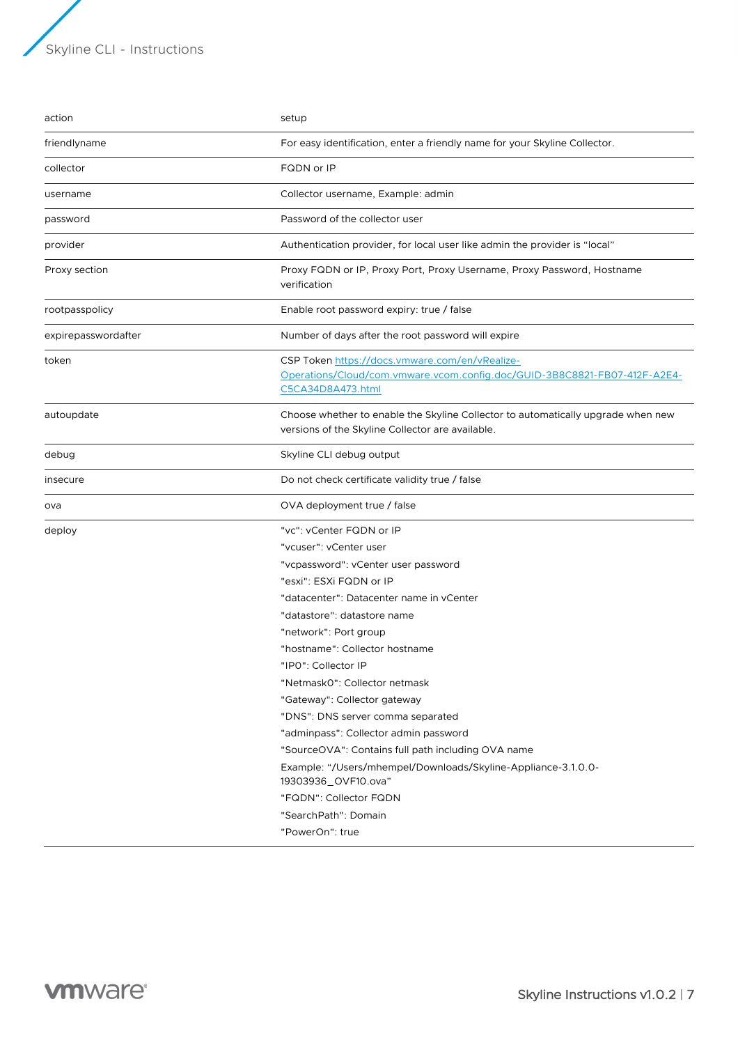| action | setup |
| --- | --- |
| friendlyname | For easy identification, enter a friendly name for your Skyline Collector. |
| collector | FQDN or IP |
| username | Collector username, Example: admin |
| password | Password of the collector user |
| provider | Authentication provider, for local user like admin the provider is "local" |
| Proxy section | Proxy FQDN or IP, Proxy Port, Proxy Username, Proxy Password, Hostname verification |
| rootpasspolicy | Enable root password expiry: true / false |
| expirepasswordafter | Number of days after the root password will expire |
| token | CSP Token [https://docs.vmware.com/en/vRealize-Operations/Cloud/com.vmware.vcom.config.doc/GUID-3B8C8821-FB07-412F-A2E4-C5CA34D8A473.html](https://docs.vmware.com/en/vRealize-Operations/Cloud/com.vmware.vcom.config.doc/GUID-3B8C8821-FB07-412F-A2E4-C5CA34D8A473.html) |
| autoupdate | Choose whether to enable the Skyline Collector to automatically upgrade when new versions of the Skyline Collector are available. |
| debug | Skyline CLI debug output |
| insecure | Do not check certificate validity true / false |
| ova | OVA deployment true / false |
| deploy | "vc": vCenter FQDN or IP<br>"vcuser": vCenter user<br>"vcpassword": vCenter user password<br>"esxi": ESXi FQDN or IP<br>"datacenter": Datacenter name in vCenter<br>"datastore": datastore name<br>"network": Port group<br>"hostname": Collector hostname<br>"IP0": Collector IP<br>"Netmask0": Collector netmask<br>"Gateway": Collector gateway<br>"DNS": DNS server comma separated<br>"adminpass": Collector admin password<br>"SourceOVA": Contains full path including OVA name<br>Example: "/Users/mhempel/Downloads/Skyline-Appliance-3.1.0.0-19303936_OVF10.ova"<br>"FQDN": Collector FQDN<br>"SearchPath": Domain<br>"PowerOn": true |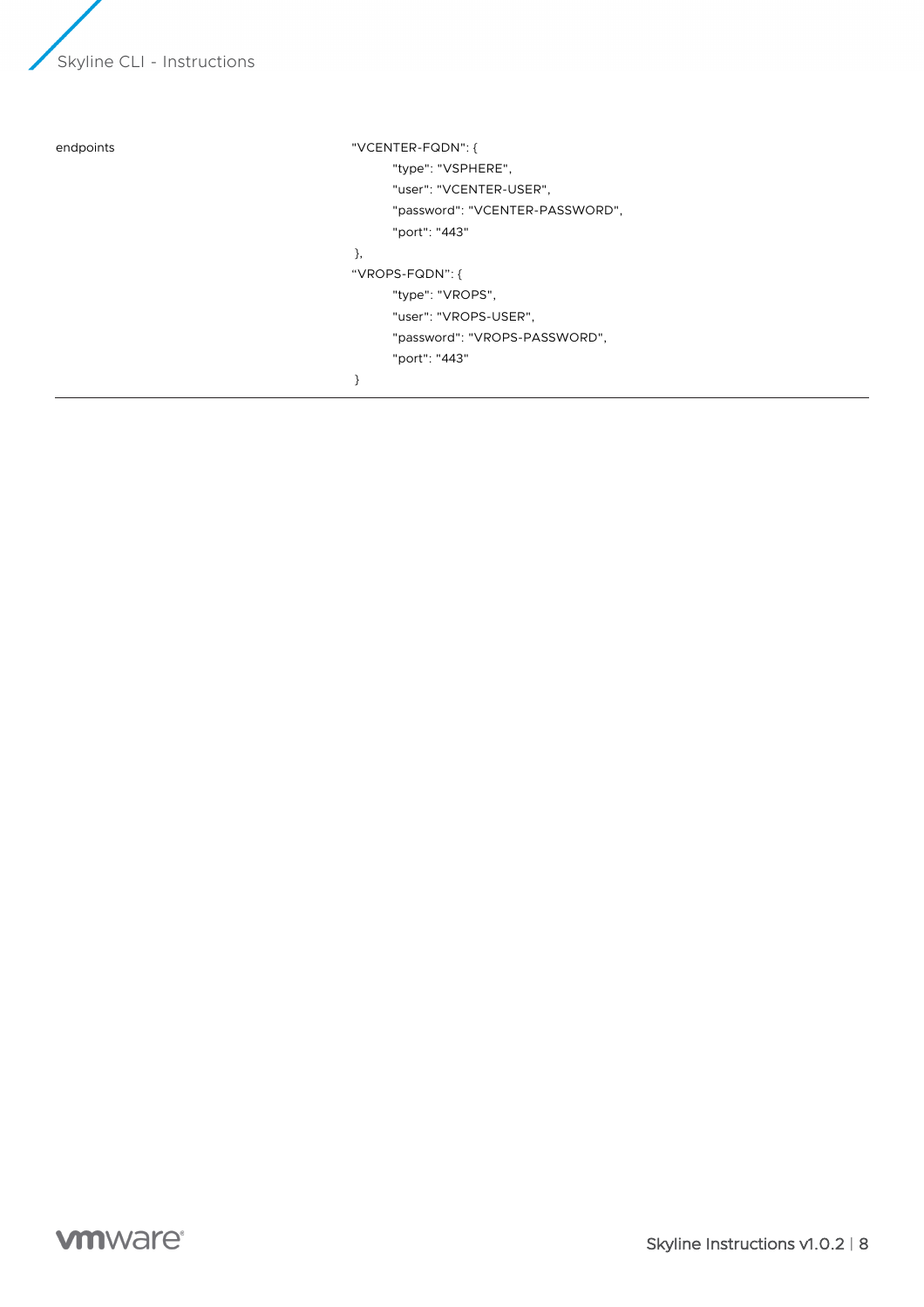| | |
|---|---|
| endpoints | "VCENTER-FQDN": {<br>"type": "VSPHERE",<br>"user": "VCENTER-USER",<br>"password": "VCENTER-PASSWORD",<br>"port": "443"<br>},<br>“VROPS-FQDN": {<br>"type": "VROPS",<br>"user": "VROPS-USER",<br>"password": "VROPS-PASSWORD",<br>"port": "443"<br>} |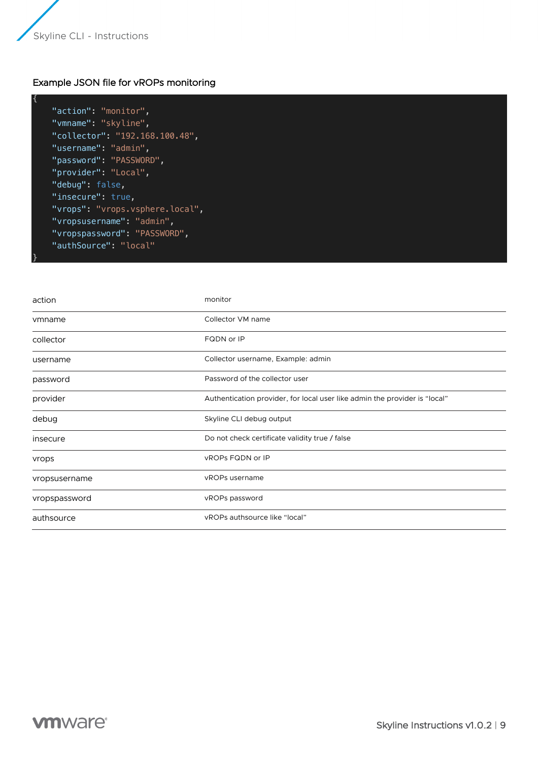### Example JSON file for vROPs monitoring

```
{
    "action": "monitor",
    "vmname": "skyline",
    "collector": "192.168.100.48",
    "username": "admin",
    "password": "PASSWORD",
    "provider": "Local",
    "debug": false,
    "insecure": true,
    "vrops": "vrops.vsphere.local",
    "vropsusername": "admin",
    "vropspassword": "PASSWORD",
    "authSource": "local"
}
```

| | |
|---|---|
| action | monitor |
| vmname | Collector VM name |
| collector | FQDN or IP |
| username | Collector username, Example: admin |
| password | Password of the collector user |
| provider | Authentication provider, for local user like admin the provider is “local” |
| debug | Skyline CLI debug output |
| insecure | Do not check certificate validity true / false |
| vrops | vROPs FQDN or IP |
| vropsusername | vROPs username |
| vropspassword | vROPs password |
| authsource | vROPs authsource like “local” |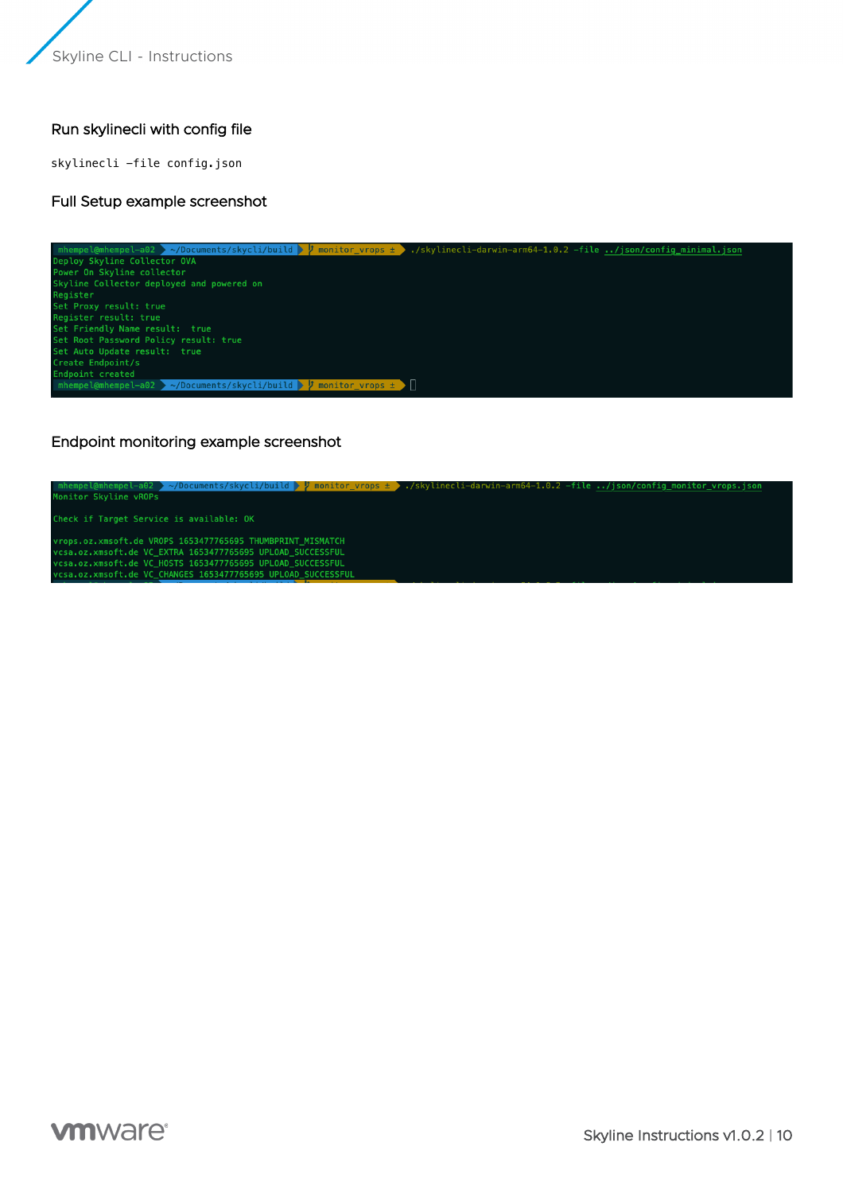### Run skylinecli with config file

```
skylinecli -file config.json
```

### Full Setup example screenshot

```
mhempel@mhempel-a02  ~/Documents/skycli/build  monitor_vrops ±  ./skylinecli-darwin-arm64-1.0.2 -file ../json/config_minimal.json
Deploy Skyline Collector OVA
Power On Skyline collector
Skyline Collector deployed and powered on
Register
Set Proxy result: true
Register result: true
Set Friendly Name result:  true
Set Root Password Policy result: true
Set Auto Update result:  true
Create Endpoint/s
Endpoint created
mhempel@mhempel-a02  ~/Documents/skycli/build  monitor_vrops ± 
```

### Endpoint monitoring example screenshot

```
mhempel@mhempel-a02  ~/Documents/skycli/build  monitor_vrops ±  ./skylinecli-darwin-arm64-1.0.2 -file ../json/config_monitor_vrops.json
Monitor Skyline vROPs

Check if Target Service is available: OK

vrops.oz.xmsoft.de VROPS 1653477765695 THUMBPRINT_MISMATCH
vcsa.oz.xmsoft.de VC_EXTRA 1653477765695 UPLOAD_SUCCESSFUL
vcsa.oz.xmsoft.de VC_HOSTS 1653477765695 UPLOAD_SUCCESSFUL
vcsa.oz.xmsoft.de VC_CHANGES 1653477765695 UPLOAD_SUCCESSFUL
```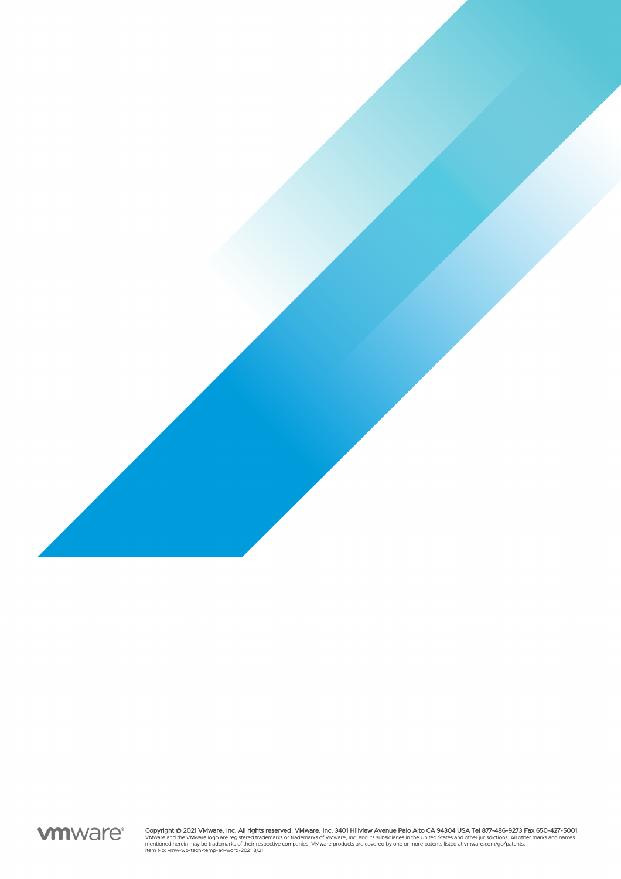Copyright © 2021 VMware, Inc. All rights reserved. VMware, Inc. 3401 Hillview Avenue Palo Alto CA 94304 USA Tel 877-486-9273 Fax 650-427-5001
VMware and the VMware logo are registered trademarks or trademarks of VMware, Inc. and its subsidiaries in the United States and other jurisdictions. All other marks and names mentioned herein may be trademarks of their respective companies. VMware products are covered by one or more patents listed at vmware.com/go/patents.
Item No: vmw-wp-tech-temp-a4-word-2021 8/21